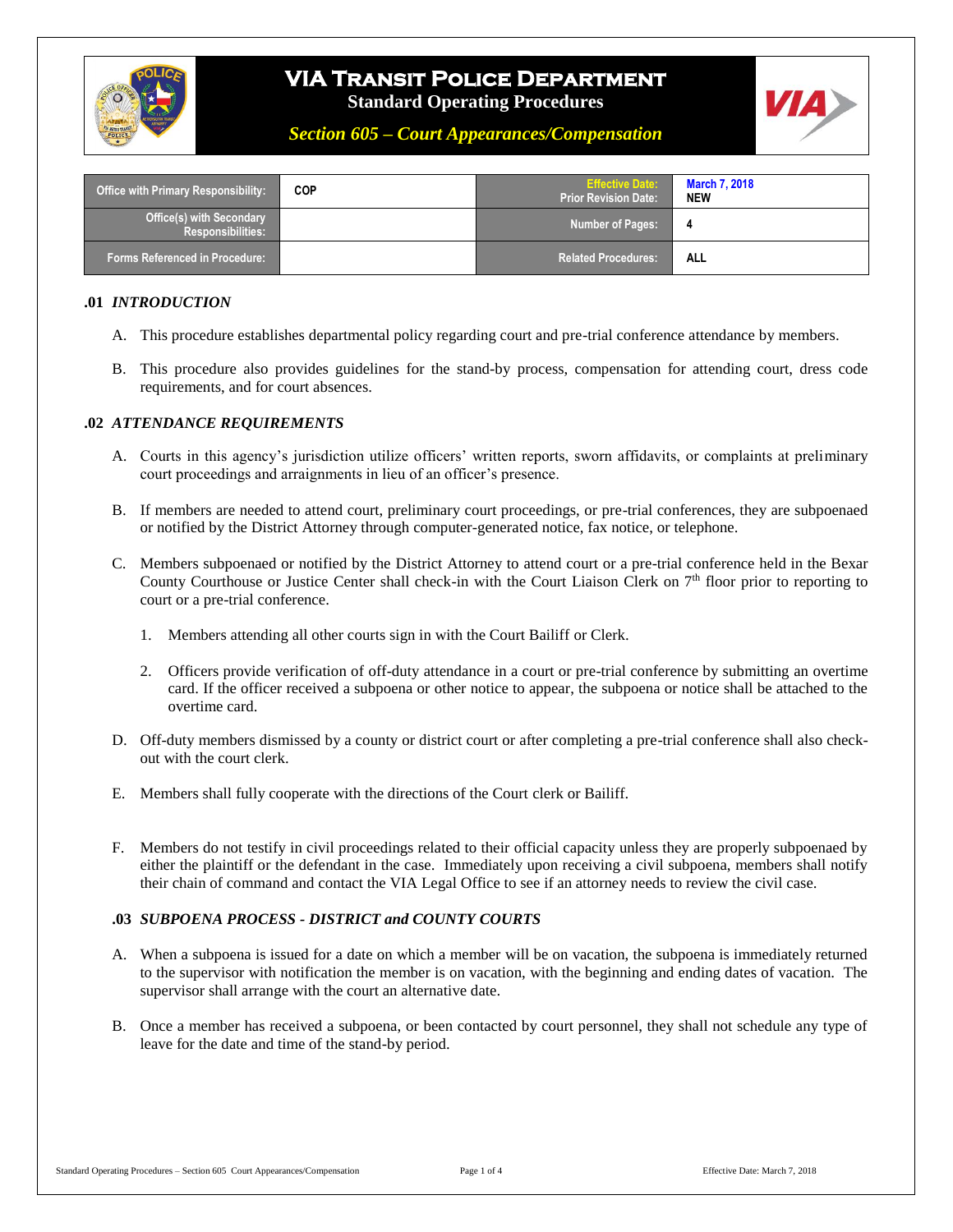# VIA Transit Police Department

**Standard Operating Procedures**

***Section 605 – Court Appearances/Compensation***

| | | | |
|---|---|---|---|
| **Office with Primary Responsibility:** | COP | **Effective Date:** / **Prior Revision Date:** | March 7, 2018 / NEW |
| **Office(s) with Secondary Responsibilities:** | | **Number of Pages:** | 4 |
| **Forms Referenced in Procedure:** | | **Related Procedures:** | ALL |

## .01 *INTRODUCTION*

A. This procedure establishes departmental policy regarding court and pre-trial conference attendance by members.

B. This procedure also provides guidelines for the stand-by process, compensation for attending court, dress code requirements, and for court absences.

## .02 *ATTENDANCE REQUIREMENTS*

A. Courts in this agency's jurisdiction utilize officers' written reports, sworn affidavits, or complaints at preliminary court proceedings and arraignments in lieu of an officer's presence.

B. If members are needed to attend court, preliminary court proceedings, or pre-trial conferences, they are subpoenaed or notified by the District Attorney through computer-generated notice, fax notice, or telephone.

C. Members subpoenaed or notified by the District Attorney to attend court or a pre-trial conference held in the Bexar County Courthouse or Justice Center shall check-in with the Court Liaison Clerk on 7th floor prior to reporting to court or a pre-trial conference.

1. Members attending all other courts sign in with the Court Bailiff or Clerk.

2. Officers provide verification of off-duty attendance in a court or pre-trial conference by submitting an overtime card. If the officer received a subpoena or other notice to appear, the subpoena or notice shall be attached to the overtime card.

D. Off-duty members dismissed by a county or district court or after completing a pre-trial conference shall also check-out with the court clerk.

E. Members shall fully cooperate with the directions of the Court clerk or Bailiff.

F. Members do not testify in civil proceedings related to their official capacity unless they are properly subpoenaed by either the plaintiff or the defendant in the case. Immediately upon receiving a civil subpoena, members shall notify their chain of command and contact the VIA Legal Office to see if an attorney needs to review the civil case.

## .03 *SUBPOENA PROCESS - DISTRICT and COUNTY COURTS*

A. When a subpoena is issued for a date on which a member will be on vacation, the subpoena is immediately returned to the supervisor with notification the member is on vacation, with the beginning and ending dates of vacation. The supervisor shall arrange with the court an alternative date.

B. Once a member has received a subpoena, or been contacted by court personnel, they shall not schedule any type of leave for the date and time of the stand-by period.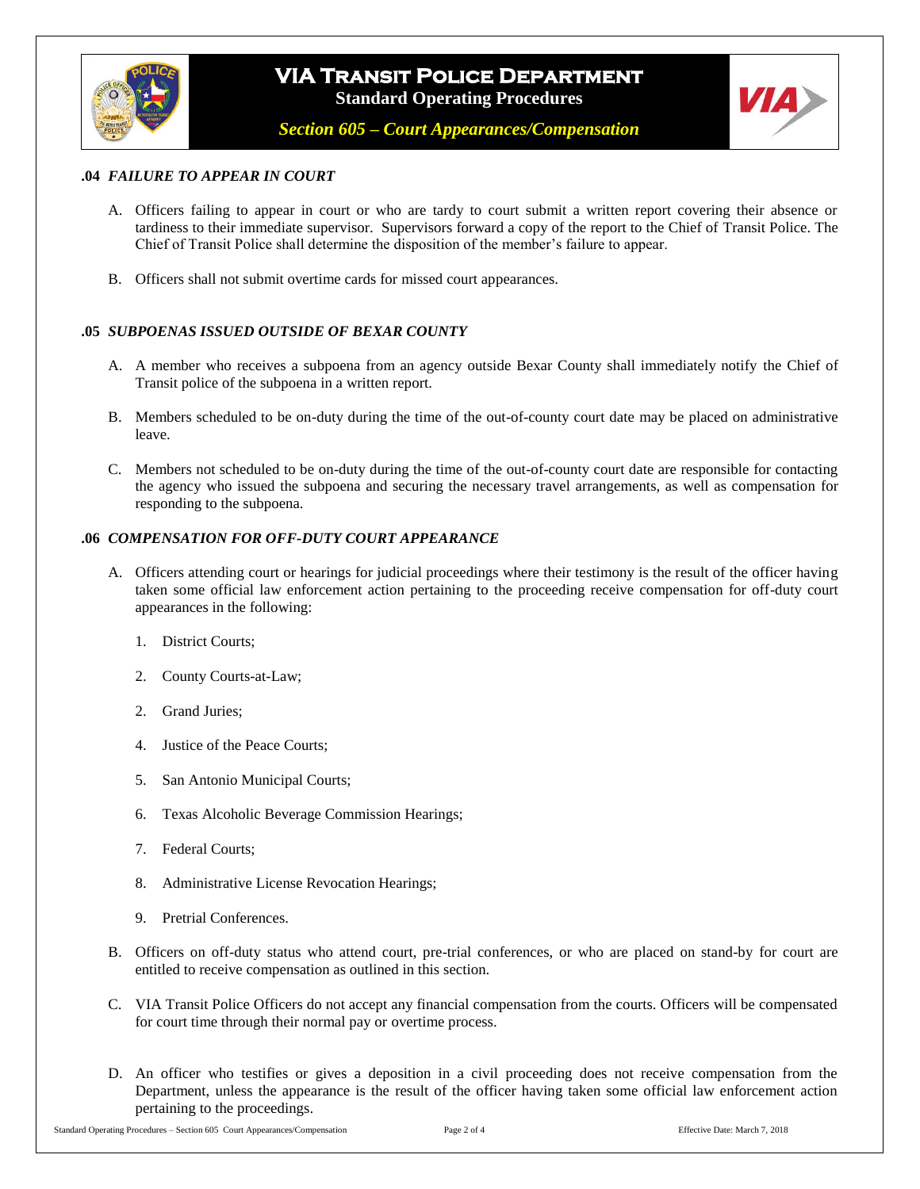### .04 *FAILURE TO APPEAR IN COURT*

A. Officers failing to appear in court or who are tardy to court submit a written report covering their absence or tardiness to their immediate supervisor. Supervisors forward a copy of the report to the Chief of Transit Police. The Chief of Transit Police shall determine the disposition of the member's failure to appear.

B. Officers shall not submit overtime cards for missed court appearances.

### .05 *SUBPOENAS ISSUED OUTSIDE OF BEXAR COUNTY*

A. A member who receives a subpoena from an agency outside Bexar County shall immediately notify the Chief of Transit police of the subpoena in a written report.

B. Members scheduled to be on-duty during the time of the out-of-county court date may be placed on administrative leave.

C. Members not scheduled to be on-duty during the time of the out-of-county court date are responsible for contacting the agency who issued the subpoena and securing the necessary travel arrangements, as well as compensation for responding to the subpoena.

### .06 *COMPENSATION FOR OFF-DUTY COURT APPEARANCE*

A. Officers attending court or hearings for judicial proceedings where their testimony is the result of the officer having taken some official law enforcement action pertaining to the proceeding receive compensation for off-duty court appearances in the following:

   1. District Courts;

   2. County Courts-at-Law;

   2. Grand Juries;

   4. Justice of the Peace Courts;

   5. San Antonio Municipal Courts;

   6. Texas Alcoholic Beverage Commission Hearings;

   7. Federal Courts;

   8. Administrative License Revocation Hearings;

   9. Pretrial Conferences.

B. Officers on off-duty status who attend court, pre-trial conferences, or who are placed on stand-by for court are entitled to receive compensation as outlined in this section.

C. VIA Transit Police Officers do not accept any financial compensation from the courts. Officers will be compensated for court time through their normal pay or overtime process.

D. An officer who testifies or gives a deposition in a civil proceeding does not receive compensation from the Department, unless the appearance is the result of the officer having taken some official law enforcement action pertaining to the proceedings.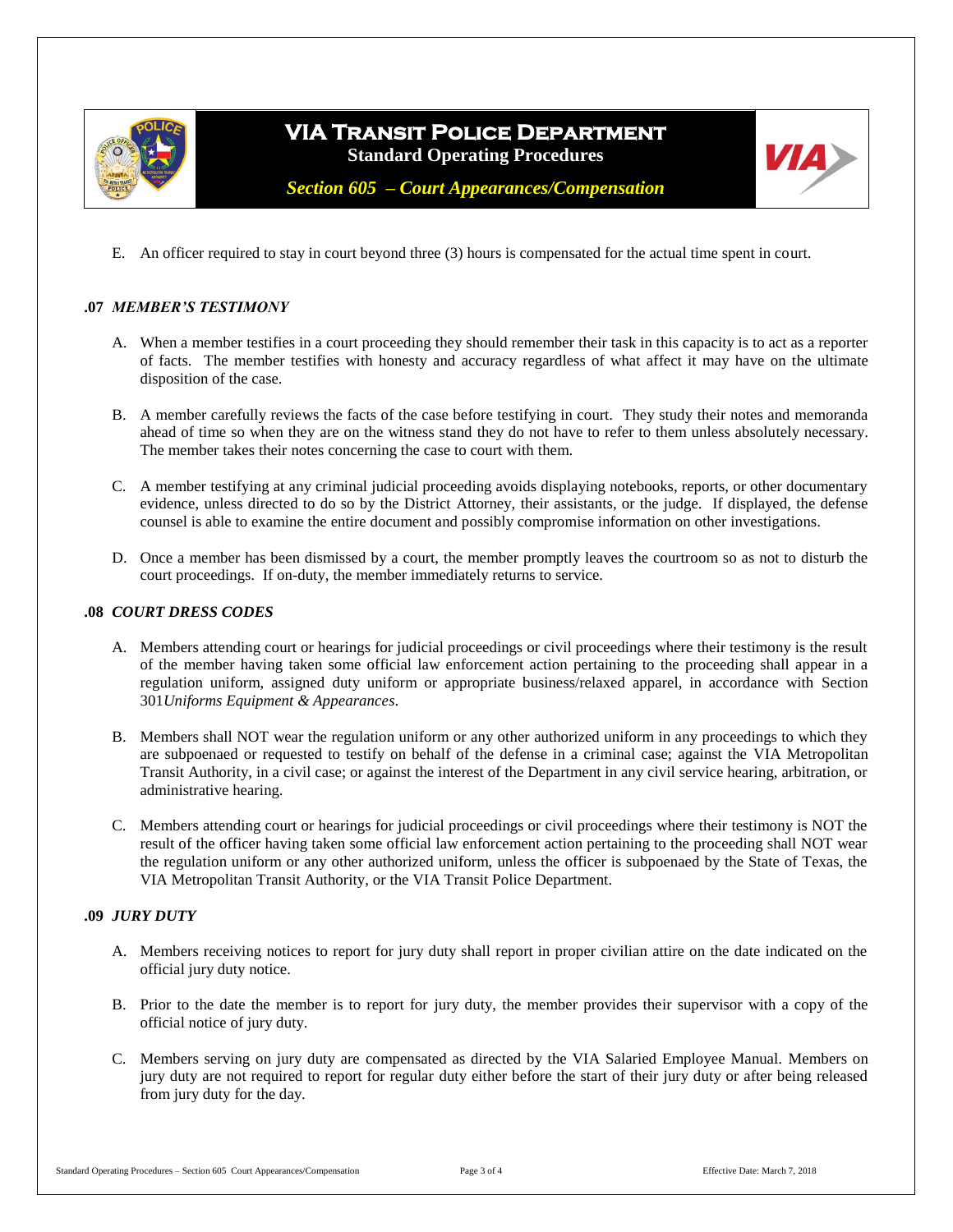E. An officer required to stay in court beyond three (3) hours is compensated for the actual time spent in court.

## .07 *MEMBER'S TESTIMONY*

A. When a member testifies in a court proceeding they should remember their task in this capacity is to act as a reporter of facts. The member testifies with honesty and accuracy regardless of what affect it may have on the ultimate disposition of the case.

B. A member carefully reviews the facts of the case before testifying in court. They study their notes and memoranda ahead of time so when they are on the witness stand they do not have to refer to them unless absolutely necessary. The member takes their notes concerning the case to court with them.

C. A member testifying at any criminal judicial proceeding avoids displaying notebooks, reports, or other documentary evidence, unless directed to do so by the District Attorney, their assistants, or the judge. If displayed, the defense counsel is able to examine the entire document and possibly compromise information on other investigations.

D. Once a member has been dismissed by a court, the member promptly leaves the courtroom so as not to disturb the court proceedings. If on-duty, the member immediately returns to service.

## .08 *COURT DRESS CODES*

A. Members attending court or hearings for judicial proceedings or civil proceedings where their testimony is the result of the member having taken some official law enforcement action pertaining to the proceeding shall appear in a regulation uniform, assigned duty uniform or appropriate business/relaxed apparel, in accordance with Section 301*Uniforms Equipment & Appearances*.

B. Members shall NOT wear the regulation uniform or any other authorized uniform in any proceedings to which they are subpoenaed or requested to testify on behalf of the defense in a criminal case; against the VIA Metropolitan Transit Authority, in a civil case; or against the interest of the Department in any civil service hearing, arbitration, or administrative hearing.

C. Members attending court or hearings for judicial proceedings or civil proceedings where their testimony is NOT the result of the officer having taken some official law enforcement action pertaining to the proceeding shall NOT wear the regulation uniform or any other authorized uniform, unless the officer is subpoenaed by the State of Texas, the VIA Metropolitan Transit Authority, or the VIA Transit Police Department.

## .09 *JURY DUTY*

A. Members receiving notices to report for jury duty shall report in proper civilian attire on the date indicated on the official jury duty notice.

B. Prior to the date the member is to report for jury duty, the member provides their supervisor with a copy of the official notice of jury duty.

C. Members serving on jury duty are compensated as directed by the VIA Salaried Employee Manual. Members on jury duty are not required to report for regular duty either before the start of their jury duty or after being released from jury duty for the day.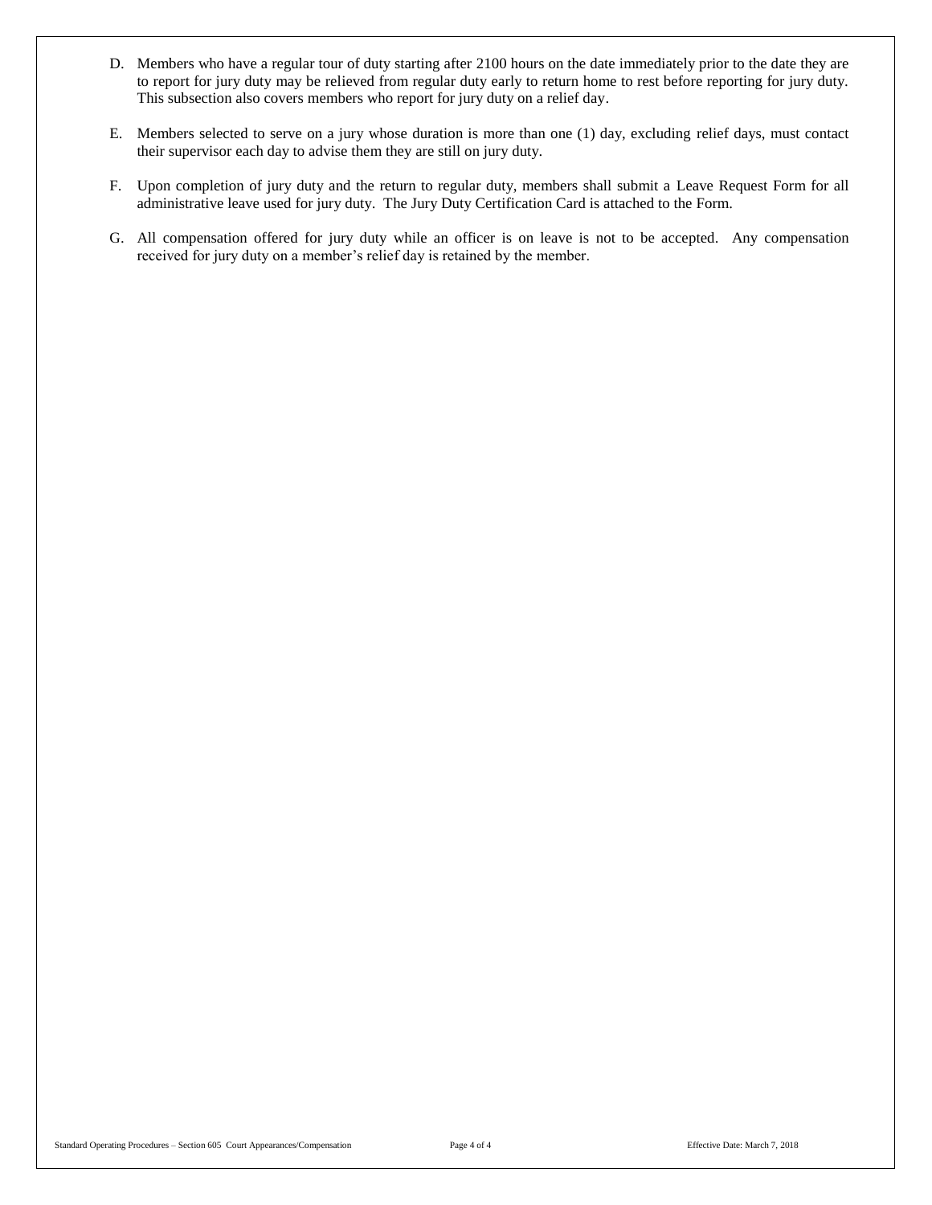D. Members who have a regular tour of duty starting after 2100 hours on the date immediately prior to the date they are to report for jury duty may be relieved from regular duty early to return home to rest before reporting for jury duty. This subsection also covers members who report for jury duty on a relief day.

E. Members selected to serve on a jury whose duration is more than one (1) day, excluding relief days, must contact their supervisor each day to advise them they are still on jury duty.

F. Upon completion of jury duty and the return to regular duty, members shall submit a Leave Request Form for all administrative leave used for jury duty. The Jury Duty Certification Card is attached to the Form.

G. All compensation offered for jury duty while an officer is on leave is not to be accepted. Any compensation received for jury duty on a member's relief day is retained by the member.